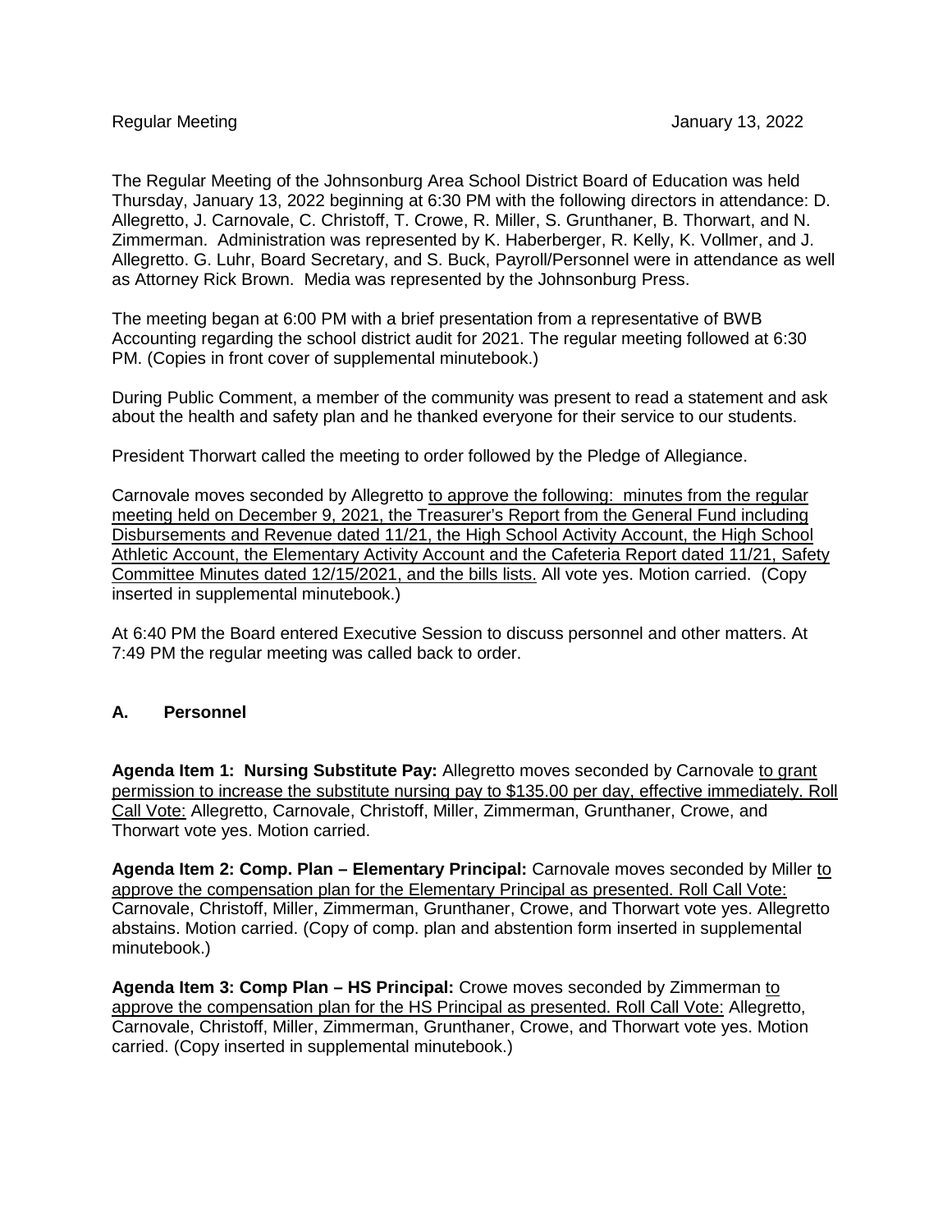Regular Meeting January 13, 2022

The Regular Meeting of the Johnsonburg Area School District Board of Education was held Thursday, January 13, 2022 beginning at 6:30 PM with the following directors in attendance: D. Allegretto, J. Carnovale, C. Christoff, T. Crowe, R. Miller, S. Grunthaner, B. Thorwart, and N. Zimmerman. Administration was represented by K. Haberberger, R. Kelly, K. Vollmer, and J. Allegretto. G. Luhr, Board Secretary, and S. Buck, Payroll/Personnel were in attendance as well as Attorney Rick Brown. Media was represented by the Johnsonburg Press.

The meeting began at 6:00 PM with a brief presentation from a representative of BWB Accounting regarding the school district audit for 2021. The regular meeting followed at 6:30 PM. (Copies in front cover of supplemental minutebook.)

During Public Comment, a member of the community was present to read a statement and ask about the health and safety plan and he thanked everyone for their service to our students.

President Thorwart called the meeting to order followed by the Pledge of Allegiance.

Carnovale moves seconded by Allegretto to approve the following: minutes from the regular meeting held on December 9, 2021, the Treasurer's Report from the General Fund including Disbursements and Revenue dated 11/21, the High School Activity Account, the High School Athletic Account, the Elementary Activity Account and the Cafeteria Report dated 11/21, Safety Committee Minutes dated 12/15/2021, and the bills lists. All vote yes. Motion carried. (Copy inserted in supplemental minutebook.)

At 6:40 PM the Board entered Executive Session to discuss personnel and other matters. At 7:49 PM the regular meeting was called back to order.

## A. Personnel

**Agenda Item 1: Nursing Substitute Pay:** Allegretto moves seconded by Carnovale to grant permission to increase the substitute nursing pay to $135.00 per day, effective immediately. Roll Call Vote: Allegretto, Carnovale, Christoff, Miller, Zimmerman, Grunthaner, Crowe, and Thorwart vote yes. Motion carried.

**Agenda Item 2: Comp. Plan – Elementary Principal:** Carnovale moves seconded by Miller to approve the compensation plan for the Elementary Principal as presented. Roll Call Vote: Carnovale, Christoff, Miller, Zimmerman, Grunthaner, Crowe, and Thorwart vote yes. Allegretto abstains. Motion carried. (Copy of comp. plan and abstention form inserted in supplemental minutebook.)

**Agenda Item 3: Comp Plan – HS Principal:** Crowe moves seconded by Zimmerman to approve the compensation plan for the HS Principal as presented. Roll Call Vote: Allegretto, Carnovale, Christoff, Miller, Zimmerman, Grunthaner, Crowe, and Thorwart vote yes. Motion carried. (Copy inserted in supplemental minutebook.)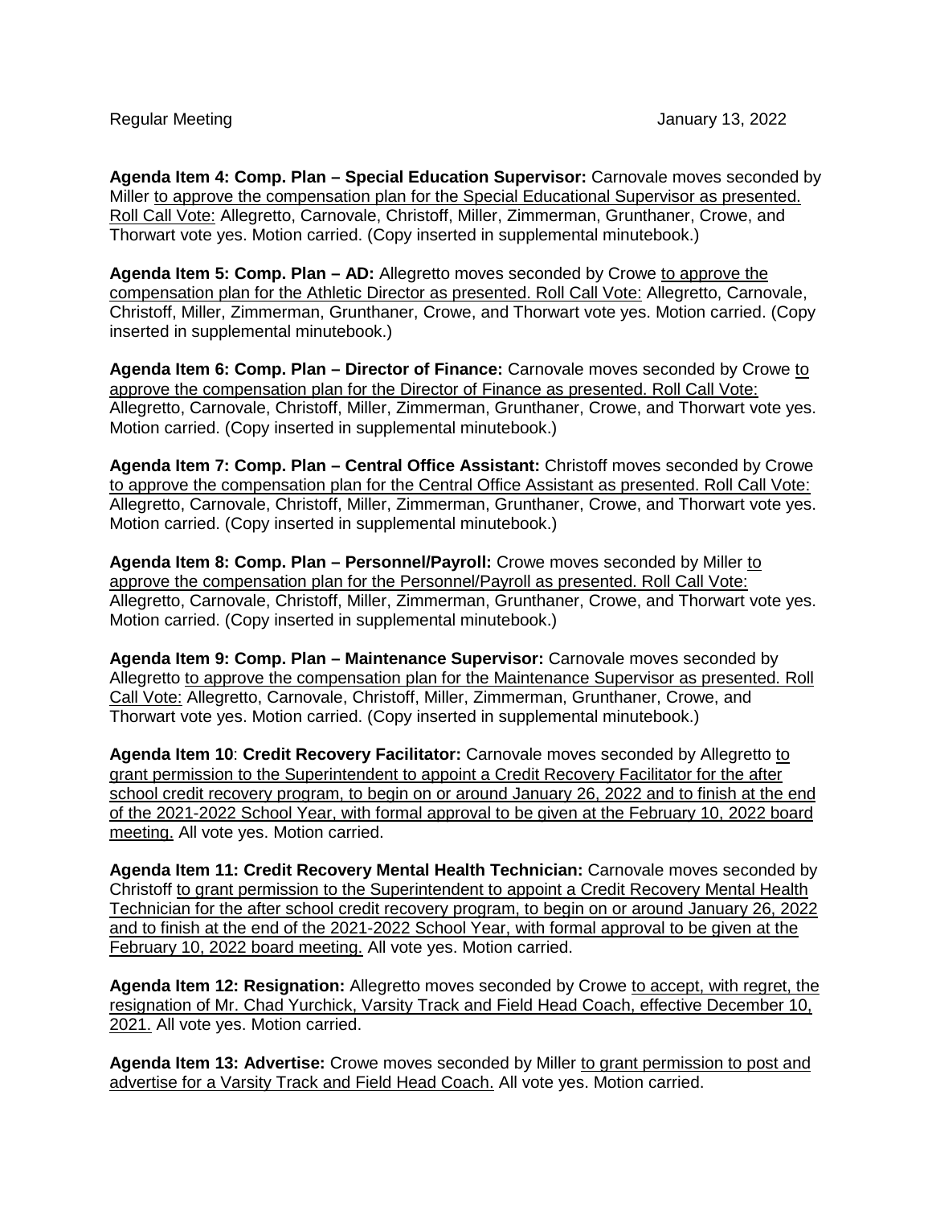**Agenda Item 4: Comp. Plan – Special Education Supervisor:** Carnovale moves seconded by Miller to approve the compensation plan for the Special Educational Supervisor as presented. Roll Call Vote: Allegretto, Carnovale, Christoff, Miller, Zimmerman, Grunthaner, Crowe, and Thorwart vote yes. Motion carried. (Copy inserted in supplemental minutebook.)

**Agenda Item 5: Comp. Plan – AD:** Allegretto moves seconded by Crowe to approve the compensation plan for the Athletic Director as presented. Roll Call Vote: Allegretto, Carnovale, Christoff, Miller, Zimmerman, Grunthaner, Crowe, and Thorwart vote yes. Motion carried. (Copy inserted in supplemental minutebook.)

**Agenda Item 6: Comp. Plan – Director of Finance:** Carnovale moves seconded by Crowe to approve the compensation plan for the Director of Finance as presented. Roll Call Vote: Allegretto, Carnovale, Christoff, Miller, Zimmerman, Grunthaner, Crowe, and Thorwart vote yes. Motion carried. (Copy inserted in supplemental minutebook.)

**Agenda Item 7: Comp. Plan – Central Office Assistant:** Christoff moves seconded by Crowe to approve the compensation plan for the Central Office Assistant as presented. Roll Call Vote: Allegretto, Carnovale, Christoff, Miller, Zimmerman, Grunthaner, Crowe, and Thorwart vote yes. Motion carried. (Copy inserted in supplemental minutebook.)

**Agenda Item 8: Comp. Plan – Personnel/Payroll:** Crowe moves seconded by Miller to approve the compensation plan for the Personnel/Payroll as presented. Roll Call Vote: Allegretto, Carnovale, Christoff, Miller, Zimmerman, Grunthaner, Crowe, and Thorwart vote yes. Motion carried. (Copy inserted in supplemental minutebook.)

**Agenda Item 9: Comp. Plan – Maintenance Supervisor:** Carnovale moves seconded by Allegretto to approve the compensation plan for the Maintenance Supervisor as presented. Roll Call Vote: Allegretto, Carnovale, Christoff, Miller, Zimmerman, Grunthaner, Crowe, and Thorwart vote yes. Motion carried. (Copy inserted in supplemental minutebook.)

**Agenda Item 10**: **Credit Recovery Facilitator:** Carnovale moves seconded by Allegretto to grant permission to the Superintendent to appoint a Credit Recovery Facilitator for the after school credit recovery program, to begin on or around January 26, 2022 and to finish at the end of the 2021-2022 School Year, with formal approval to be given at the February 10, 2022 board meeting. All vote yes. Motion carried.

**Agenda Item 11: Credit Recovery Mental Health Technician:** Carnovale moves seconded by Christoff to grant permission to the Superintendent to appoint a Credit Recovery Mental Health Technician for the after school credit recovery program, to begin on or around January 26, 2022 and to finish at the end of the 2021-2022 School Year, with formal approval to be given at the February 10, 2022 board meeting. All vote yes. Motion carried.

**Agenda Item 12: Resignation:** Allegretto moves seconded by Crowe to accept, with regret, the resignation of Mr. Chad Yurchick, Varsity Track and Field Head Coach, effective December 10, 2021. All vote yes. Motion carried.

**Agenda Item 13: Advertise:** Crowe moves seconded by Miller to grant permission to post and advertise for a Varsity Track and Field Head Coach. All vote yes. Motion carried.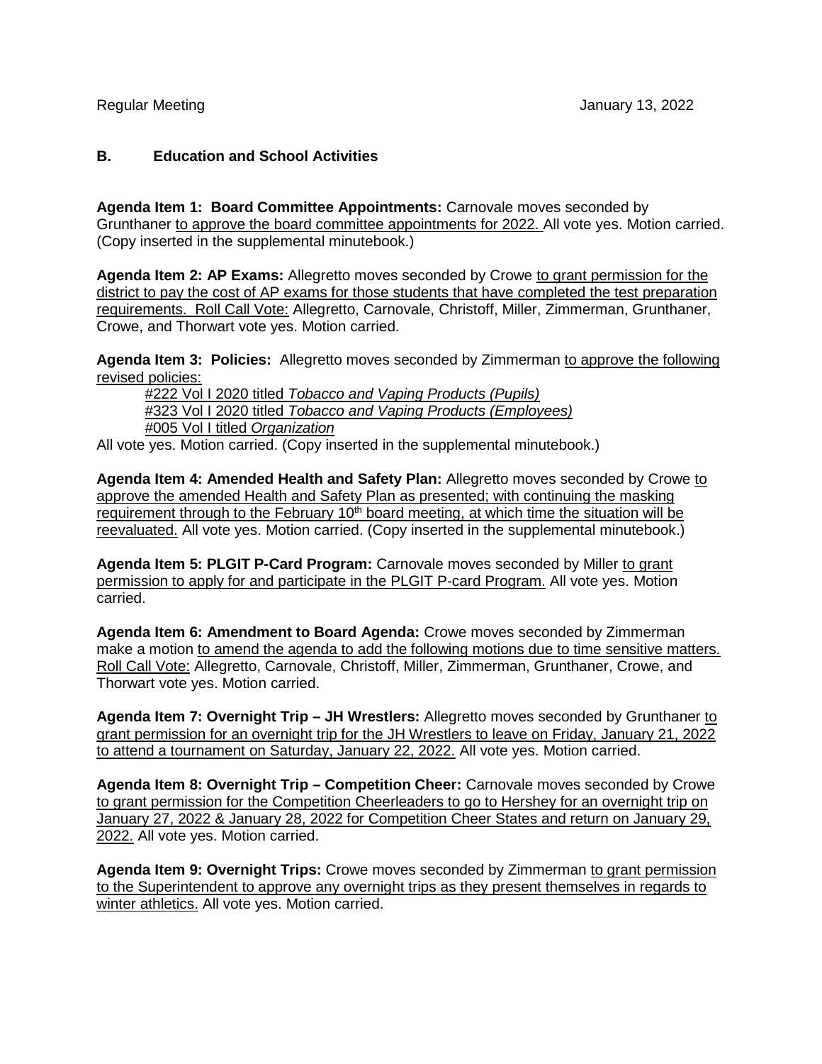Regular Meeting January 13, 2022

### B. Education and School Activities

**Agenda Item 1: Board Committee Appointments:** Carnovale moves seconded by Grunthaner to approve the board committee appointments for 2022. All vote yes. Motion carried. (Copy inserted in the supplemental minutebook.)

**Agenda Item 2: AP Exams:** Allegretto moves seconded by Crowe to grant permission for the district to pay the cost of AP exams for those students that have completed the test preparation requirements. Roll Call Vote: Allegretto, Carnovale, Christoff, Miller, Zimmerman, Grunthaner, Crowe, and Thorwart vote yes. Motion carried.

**Agenda Item 3: Policies:** Allegretto moves seconded by Zimmerman to approve the following revised policies:

#222 Vol I 2020 titled *Tobacco and Vaping Products (Pupils)*
#323 Vol I 2020 titled *Tobacco and Vaping Products (Employees)*
#005 Vol I titled *Organization*

All vote yes. Motion carried. (Copy inserted in the supplemental minutebook.)

**Agenda Item 4: Amended Health and Safety Plan:** Allegretto moves seconded by Crowe to approve the amended Health and Safety Plan as presented; with continuing the masking requirement through to the February 10th board meeting, at which time the situation will be reevaluated. All vote yes. Motion carried. (Copy inserted in the supplemental minutebook.)

**Agenda Item 5: PLGIT P-Card Program:** Carnovale moves seconded by Miller to grant permission to apply for and participate in the PLGIT P-card Program. All vote yes. Motion carried.

**Agenda Item 6: Amendment to Board Agenda:** Crowe moves seconded by Zimmerman make a motion to amend the agenda to add the following motions due to time sensitive matters. Roll Call Vote: Allegretto, Carnovale, Christoff, Miller, Zimmerman, Grunthaner, Crowe, and Thorwart vote yes. Motion carried.

**Agenda Item 7: Overnight Trip – JH Wrestlers:** Allegretto moves seconded by Grunthaner to grant permission for an overnight trip for the JH Wrestlers to leave on Friday, January 21, 2022 to attend a tournament on Saturday, January 22, 2022. All vote yes. Motion carried.

**Agenda Item 8: Overnight Trip – Competition Cheer:** Carnovale moves seconded by Crowe to grant permission for the Competition Cheerleaders to go to Hershey for an overnight trip on January 27, 2022 & January 28, 2022 for Competition Cheer States and return on January 29, 2022. All vote yes. Motion carried.

**Agenda Item 9: Overnight Trips:** Crowe moves seconded by Zimmerman to grant permission to the Superintendent to approve any overnight trips as they present themselves in regards to winter athletics. All vote yes. Motion carried.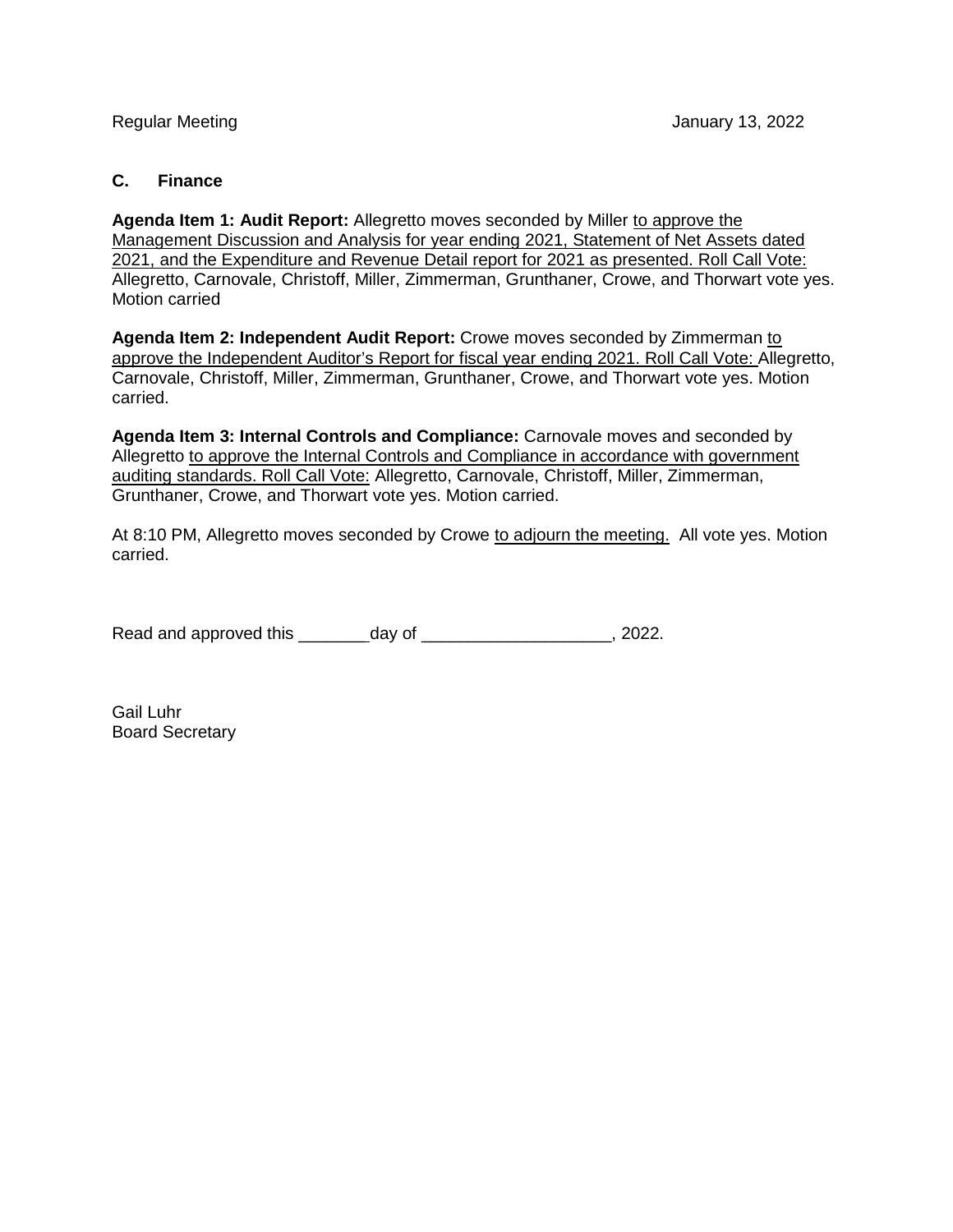Regular Meeting January 13, 2022

### C. Finance

**Agenda Item 1: Audit Report:** Allegretto moves seconded by Miller to approve the Management Discussion and Analysis for year ending 2021, Statement of Net Assets dated 2021, and the Expenditure and Revenue Detail report for 2021 as presented. Roll Call Vote: Allegretto, Carnovale, Christoff, Miller, Zimmerman, Grunthaner, Crowe, and Thorwart vote yes. Motion carried

**Agenda Item 2: Independent Audit Report:** Crowe moves seconded by Zimmerman to approve the Independent Auditor's Report for fiscal year ending 2021. Roll Call Vote: Allegretto, Carnovale, Christoff, Miller, Zimmerman, Grunthaner, Crowe, and Thorwart vote yes. Motion carried.

**Agenda Item 3: Internal Controls and Compliance:** Carnovale moves and seconded by Allegretto to approve the Internal Controls and Compliance in accordance with government auditing standards. Roll Call Vote: Allegretto, Carnovale, Christoff, Miller, Zimmerman, Grunthaner, Crowe, and Thorwart vote yes. Motion carried.

At 8:10 PM, Allegretto moves seconded by Crowe to adjourn the meeting. All vote yes. Motion carried.

Read and approved this _______day of ___________________, 2022.

Gail Luhr
Board Secretary